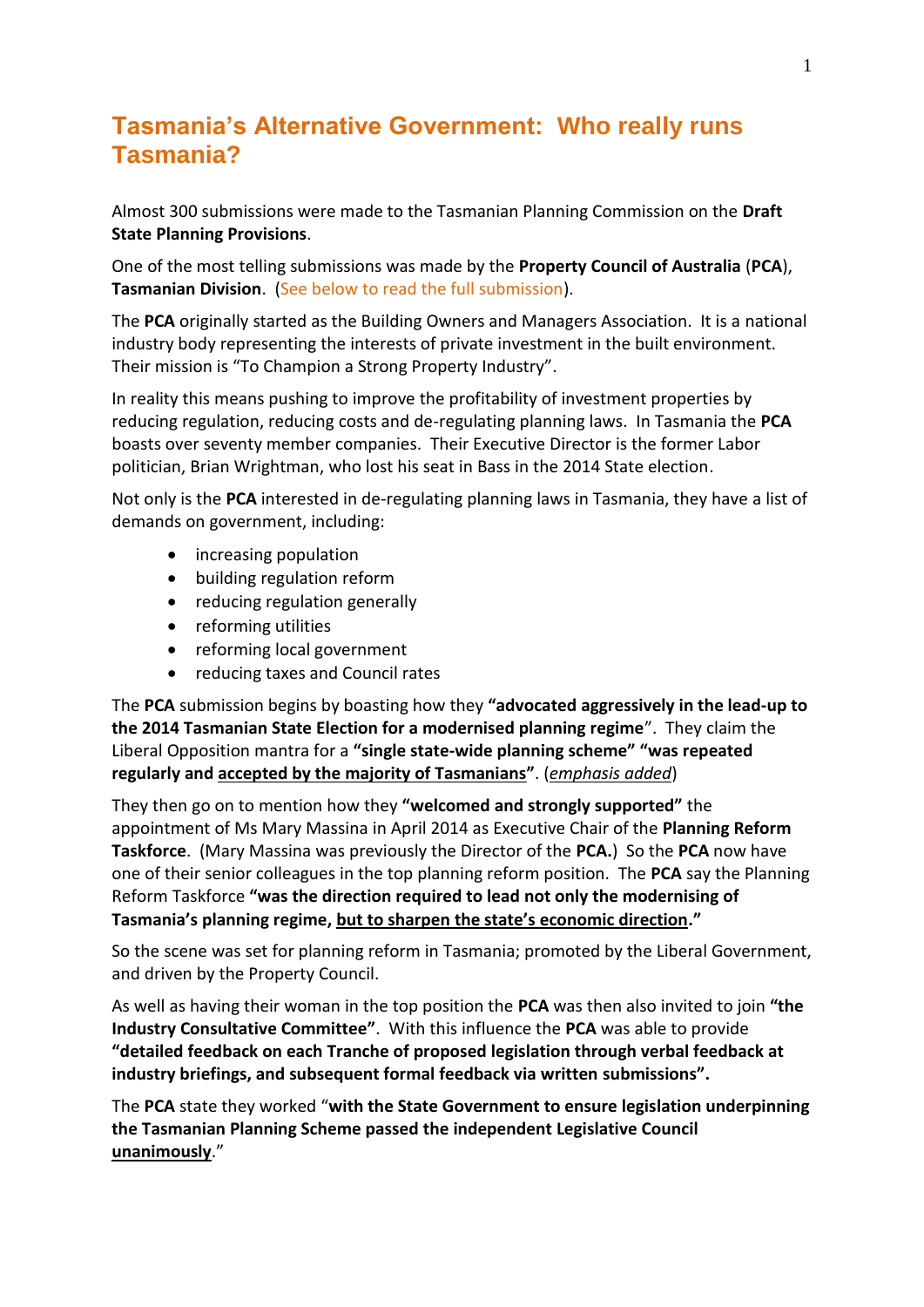# Tasmania's Alternative Government: Who really runs Tasmania?

Almost 300 submissions were made to the Tasmanian Planning Commission on the **Draft State Planning Provisions**.

One of the most telling submissions was made by the **Property Council of Australia** (**PCA**), **Tasmanian Division**. (See below to read the full submission).

The **PCA** originally started as the Building Owners and Managers Association. It is a national industry body representing the interests of private investment in the built environment. Their mission is "To Champion a Strong Property Industry".

In reality this means pushing to improve the profitability of investment properties by reducing regulation, reducing costs and de-regulating planning laws. In Tasmania the **PCA** boasts over seventy member companies. Their Executive Director is the former Labor politician, Brian Wrightman, who lost his seat in Bass in the 2014 State election.

Not only is the **PCA** interested in de-regulating planning laws in Tasmania, they have a list of demands on government, including:

- increasing population
- building regulation reform
- reducing regulation generally
- reforming utilities
- reforming local government
- reducing taxes and Council rates

The **PCA** submission begins by boasting how they **"advocated aggressively in the lead-up to the 2014 Tasmanian State Election for a modernised planning regime**". They claim the Liberal Opposition mantra for a **"single state-wide planning scheme" "was repeated regularly and <u>accepted by the majority of Tasmanians</u>"**. (*<u>emphasis added</u>*)

They then go on to mention how they **"welcomed and strongly supported"** the appointment of Ms Mary Massina in April 2014 as Executive Chair of the **Planning Reform Taskforce**. (Mary Massina was previously the Director of the **PCA.**) So the **PCA** now have one of their senior colleagues in the top planning reform position. The **PCA** say the Planning Reform Taskforce **"was the direction required to lead not only the modernising of Tasmania's planning regime, <u>but to sharpen the state's economic direction</u>."**

So the scene was set for planning reform in Tasmania; promoted by the Liberal Government, and driven by the Property Council.

As well as having their woman in the top position the **PCA** was then also invited to join **"the Industry Consultative Committee"**. With this influence the **PCA** was able to provide **"detailed feedback on each Tranche of proposed legislation through verbal feedback at industry briefings, and subsequent formal feedback via written submissions".**

The **PCA** state they worked "**with the State Government to ensure legislation underpinning the Tasmanian Planning Scheme passed the independent Legislative Council <u>unanimously</u>**."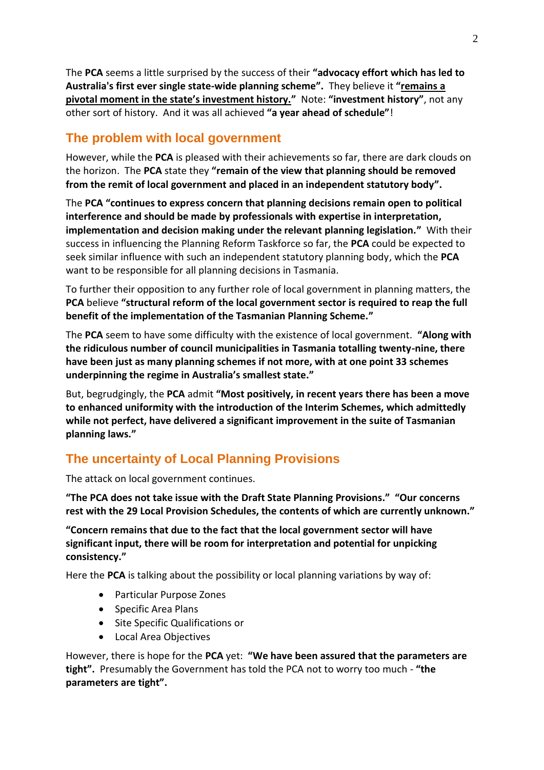The **PCA** seems a little surprised by the success of their **"advocacy effort which has led to Australia's first ever single state-wide planning scheme".** They believe it **"<u>remains a pivotal moment in the state's investment history.</u>"** Note: **"investment history"**, not any other sort of history. And it was all achieved **"a year ahead of schedule"**!

## The problem with local government

However, while the **PCA** is pleased with their achievements so far, there are dark clouds on the horizon. The **PCA** state they **"remain of the view that planning should be removed from the remit of local government and placed in an independent statutory body".**

The **PCA "continues to express concern that planning decisions remain open to political interference and should be made by professionals with expertise in interpretation, implementation and decision making under the relevant planning legislation."** With their success in influencing the Planning Reform Taskforce so far, the **PCA** could be expected to seek similar influence with such an independent statutory planning body, which the **PCA** want to be responsible for all planning decisions in Tasmania.

To further their opposition to any further role of local government in planning matters, the **PCA** believe **"structural reform of the local government sector is required to reap the full benefit of the implementation of the Tasmanian Planning Scheme."**

The **PCA** seem to have some difficulty with the existence of local government. **"Along with the ridiculous number of council municipalities in Tasmania totalling twenty-nine, there have been just as many planning schemes if not more, with at one point 33 schemes underpinning the regime in Australia's smallest state."**

But, begrudgingly, the **PCA** admit **"Most positively, in recent years there has been a move to enhanced uniformity with the introduction of the Interim Schemes, which admittedly while not perfect, have delivered a significant improvement in the suite of Tasmanian planning laws."**

## The uncertainty of Local Planning Provisions

The attack on local government continues.

**"The PCA does not take issue with the Draft State Planning Provisions." "Our concerns rest with the 29 Local Provision Schedules, the contents of which are currently unknown."**

**"Concern remains that due to the fact that the local government sector will have significant input, there will be room for interpretation and potential for unpicking consistency."**

Here the **PCA** is talking about the possibility or local planning variations by way of:

- Particular Purpose Zones
- Specific Area Plans
- Site Specific Qualifications or
- Local Area Objectives

However, there is hope for the **PCA** yet: **"We have been assured that the parameters are tight".** Presumably the Government has told the PCA not to worry too much - **"the parameters are tight".**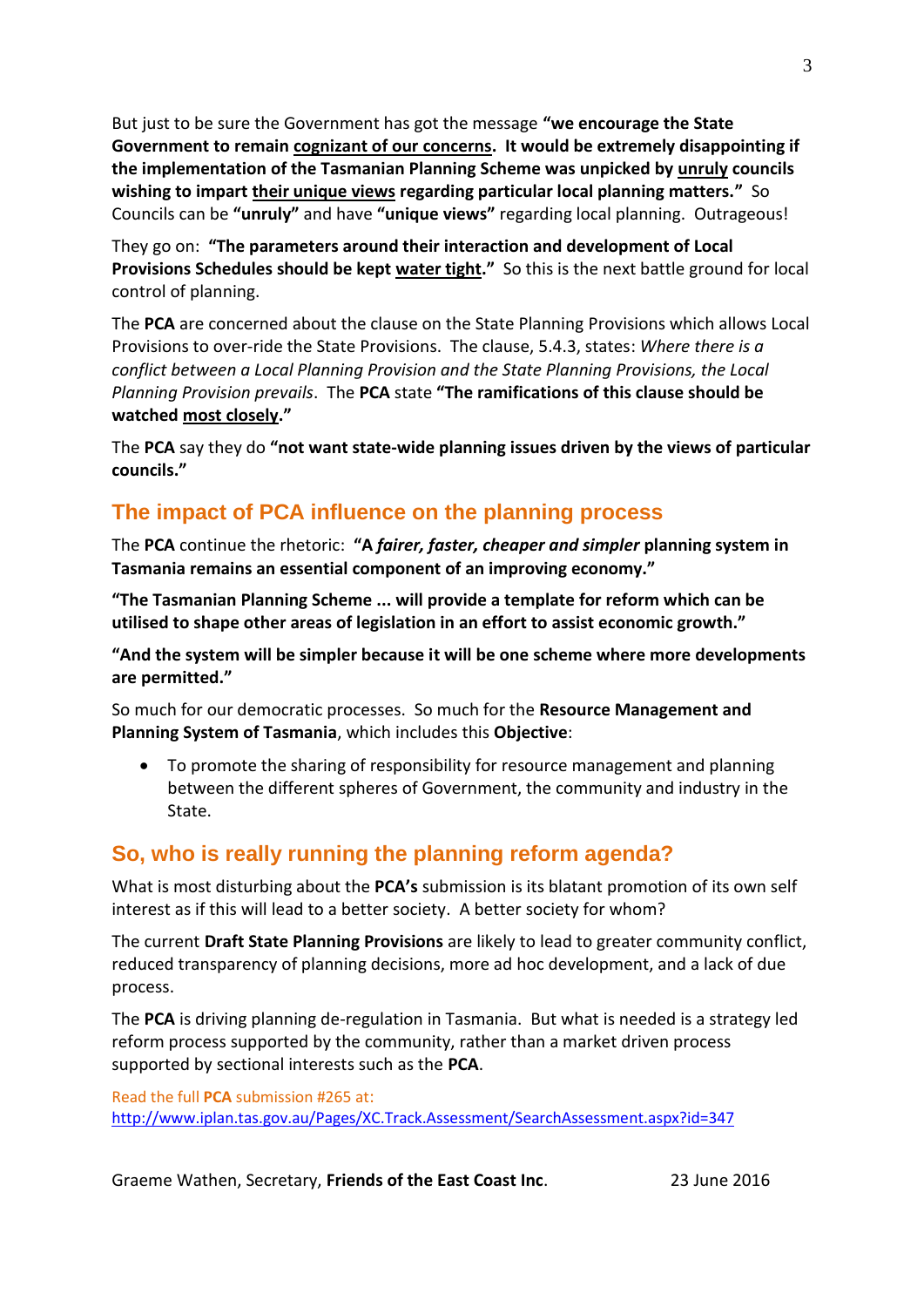But just to be sure the Government has got the message **"we encourage the State Government to remain cognizant of our concerns. It would be extremely disappointing if the implementation of the Tasmanian Planning Scheme was unpicked by unruly councils wishing to impart their unique views regarding particular local planning matters."** So Councils can be **"unruly"** and have **"unique views"** regarding local planning. Outrageous!

They go on: **"The parameters around their interaction and development of Local Provisions Schedules should be kept water tight."** So this is the next battle ground for local control of planning.

The **PCA** are concerned about the clause on the State Planning Provisions which allows Local Provisions to over-ride the State Provisions. The clause, 5.4.3, states: *Where there is a conflict between a Local Planning Provision and the State Planning Provisions, the Local Planning Provision prevails*. The **PCA** state **"The ramifications of this clause should be watched most closely."**

The **PCA** say they do **"not want state-wide planning issues driven by the views of particular councils."**

## The impact of PCA influence on the planning process

The **PCA** continue the rhetoric: **"A *fairer, faster, cheaper and simpler* planning system in Tasmania remains an essential component of an improving economy."**

**"The Tasmanian Planning Scheme ... will provide a template for reform which can be utilised to shape other areas of legislation in an effort to assist economic growth."**

**"And the system will be simpler because it will be one scheme where more developments are permitted."**

So much for our democratic processes. So much for the **Resource Management and Planning System of Tasmania**, which includes this **Objective**:

- To promote the sharing of responsibility for resource management and planning between the different spheres of Government, the community and industry in the State.

## So, who is really running the planning reform agenda?

What is most disturbing about the **PCA's** submission is its blatant promotion of its own self interest as if this will lead to a better society. A better society for whom?

The current **Draft State Planning Provisions** are likely to lead to greater community conflict, reduced transparency of planning decisions, more ad hoc development, and a lack of due process.

The **PCA** is driving planning de-regulation in Tasmania. But what is needed is a strategy led reform process supported by the community, rather than a market driven process supported by sectional interests such as the **PCA**.

Read the full **PCA** submission #265 at:
http://www.iplan.tas.gov.au/Pages/XC.Track.Assessment/SearchAssessment.aspx?id=347

Graeme Wathen, Secretary, **Friends of the East Coast Inc**. 23 June 2016